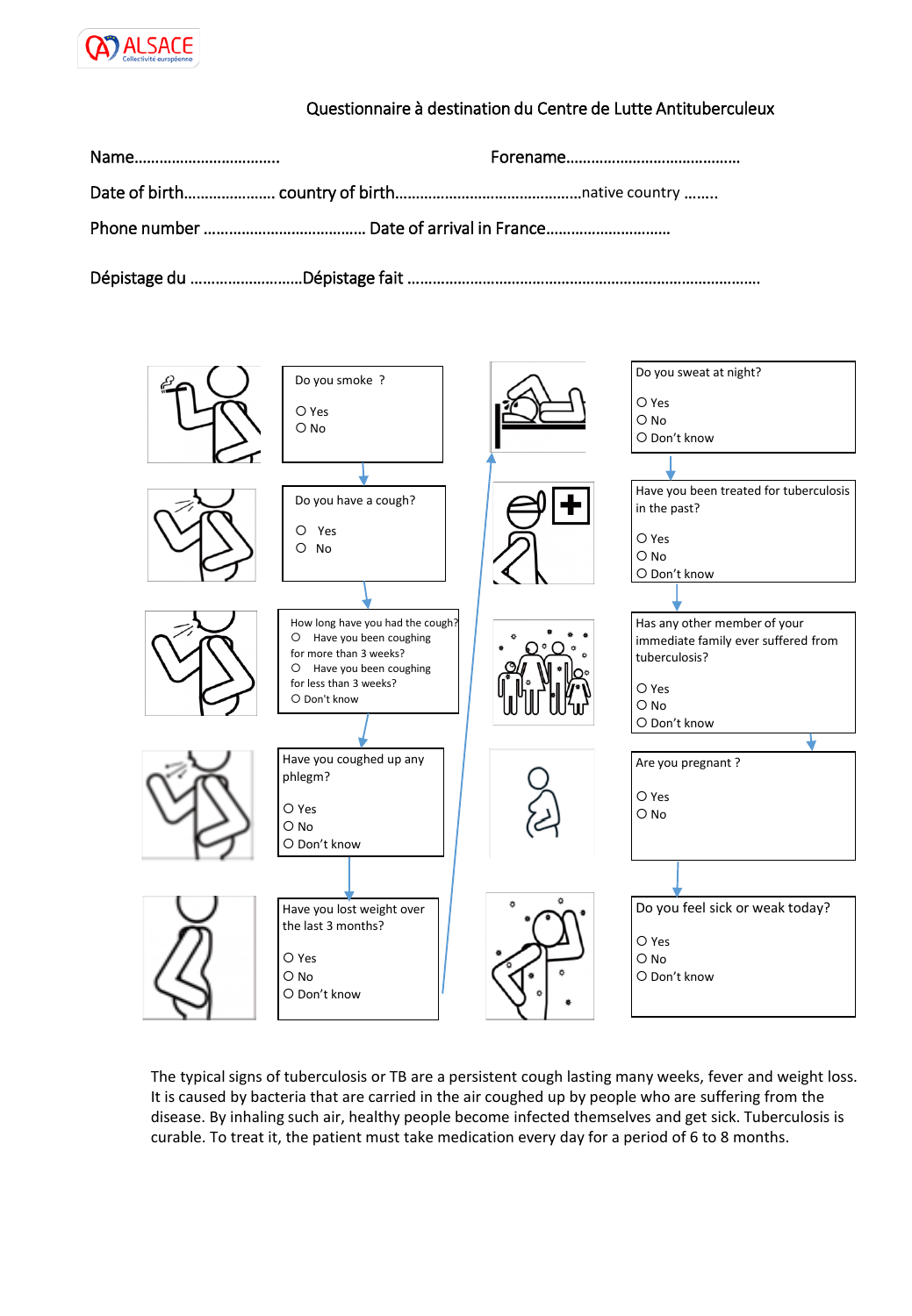ALSACE
Collectivité européenne

# Questionnaire à destination du Centre de Lutte Antituberculeux

Name……………………………… Forename……………………………………

Date of birth…………………. country of birth……………………………………….native country ……..

Phone number ………………………………… Date of arrival in France………………………..

Dépistage du ……………………..Dépistage fait ………………………………………………………………………….

**Do you smoke ?**

- O Yes
- O No

**Do you have a cough?**

- O Yes
- O No

**How long have you had the cough?**

- O Have you been coughing for more than 3 weeks?
- O Have you been coughing for less than 3 weeks?
- O Don't know

**Have you coughed up any phlegm?**

- O Yes
- O No
- O Don't know

**Have you lost weight over the last 3 months?**

- O Yes
- O No
- O Don't know

**Do you sweat at night?**

- O Yes
- O No
- O Don't know

**Have you been treated for tuberculosis in the past?**

- O Yes
- O No
- O Don't know

**Has any other member of your immediate family ever suffered from tuberculosis?**

- O Yes
- O No
- O Don't know

**Are you pregnant ?**

- O Yes
- O No

**Do you feel sick or weak today?**

- O Yes
- O No
- O Don't know

The typical signs of tuberculosis or TB are a persistent cough lasting many weeks, fever and weight loss. It is caused by bacteria that are carried in the air coughed up by people who are suffering from the disease. By inhaling such air, healthy people become infected themselves and get sick. Tuberculosis is curable. To treat it, the patient must take medication every day for a period of 6 to 8 months.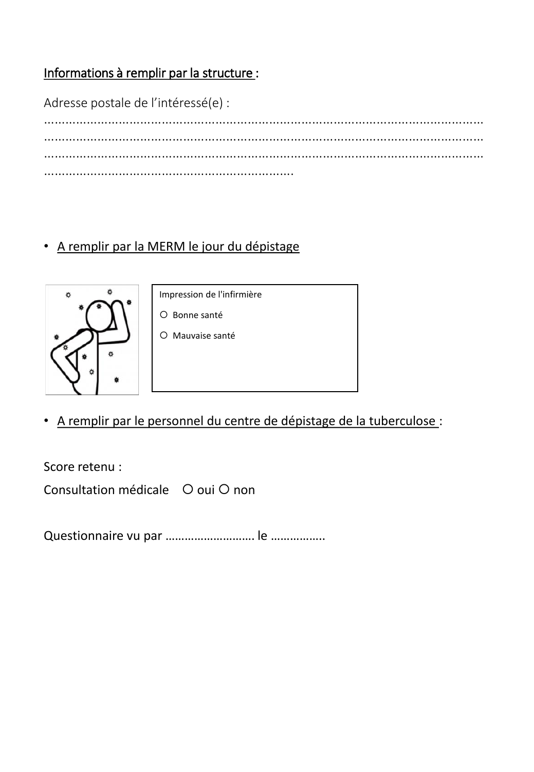Informations à remplir par la structure :

Adresse postale de l'intéressé(e) :
……………………………………………………………………………………………………………
……………………………………………………………………………………………………………
……………………………………………………………………………………………………………
…………………………………………………………………

- A remplir par la MERM le jour du dépistage

Impression de l'infirmière

- ○ Bonne santé
- ○ Mauvaise santé

- A remplir par le personnel du centre de dépistage de la tuberculose :

Score retenu :

Consultation médicale ○ oui ○ non

Questionnaire vu par ………………………. le ……………..